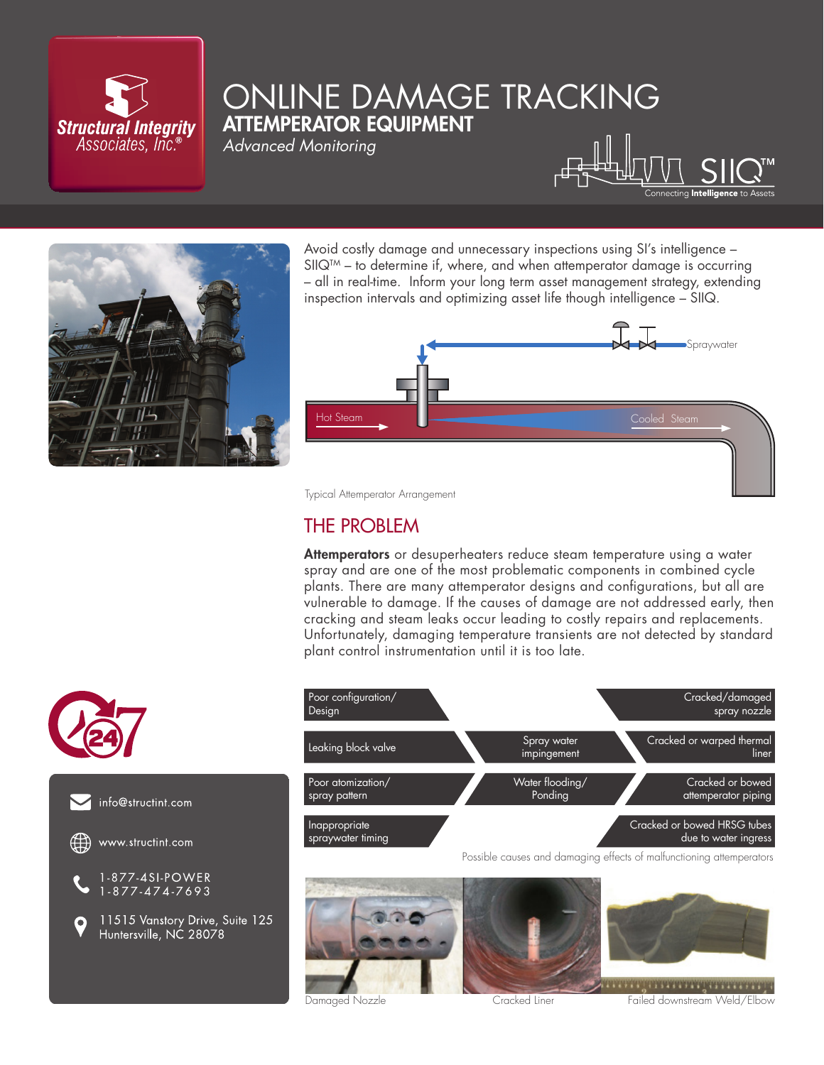# ONLINE DAMAGE TRACKING

## ATTEMPERATOR EQUIPMENT

*Advanced Monitoring*

SIIQ™ Connecting **Intelligence** to Assets

Avoid costly damage and unnecessary inspections using SI's intelligence – SIIQ™ – to determine if, where, and when attemperator damage is occurring – all in real-time. Inform your long term asset management strategy, extending inspection intervals and optimizing asset life though intelligence – SIIQ.

Spraywater

Hot Steam

Cooled Steam

Typical Attemperator Arrangement

## THE PROBLEM

**Attemperators** or desuperheaters reduce steam temperature using a water spray and are one of the most problematic components in combined cycle plants. There are many attemperator designs and configurations, but all are vulnerable to damage. If the causes of damage are not addressed early, then cracking and steam leaks occur leading to costly repairs and replacements. Unfortunately, damaging temperature transients are not detected by standard plant control instrumentation until it is too late.

| Causes | | Effects |
|---|---|---|
| Poor configuration/ Design | | Cracked/damaged spray nozzle |
| Leaking block valve | Spray water impingement | Cracked or warped thermal liner |
| Poor atomization/ spray pattern | Water flooding/ Ponding | Cracked or bowed attemperator piping |
| Inappropriate spraywater timing | | Cracked or bowed HRSG tubes due to water ingress |

Possible causes and damaging effects of malfunctioning attemperators

Damaged Nozzle

Cracked Liner

Failed downstream Weld/Elbow

24/7

info@structint.com

www.structint.com

1-877-4SI-POWER
1-877-474-7693

11515 Vanstory Drive, Suite 125
Huntersville, NC 28078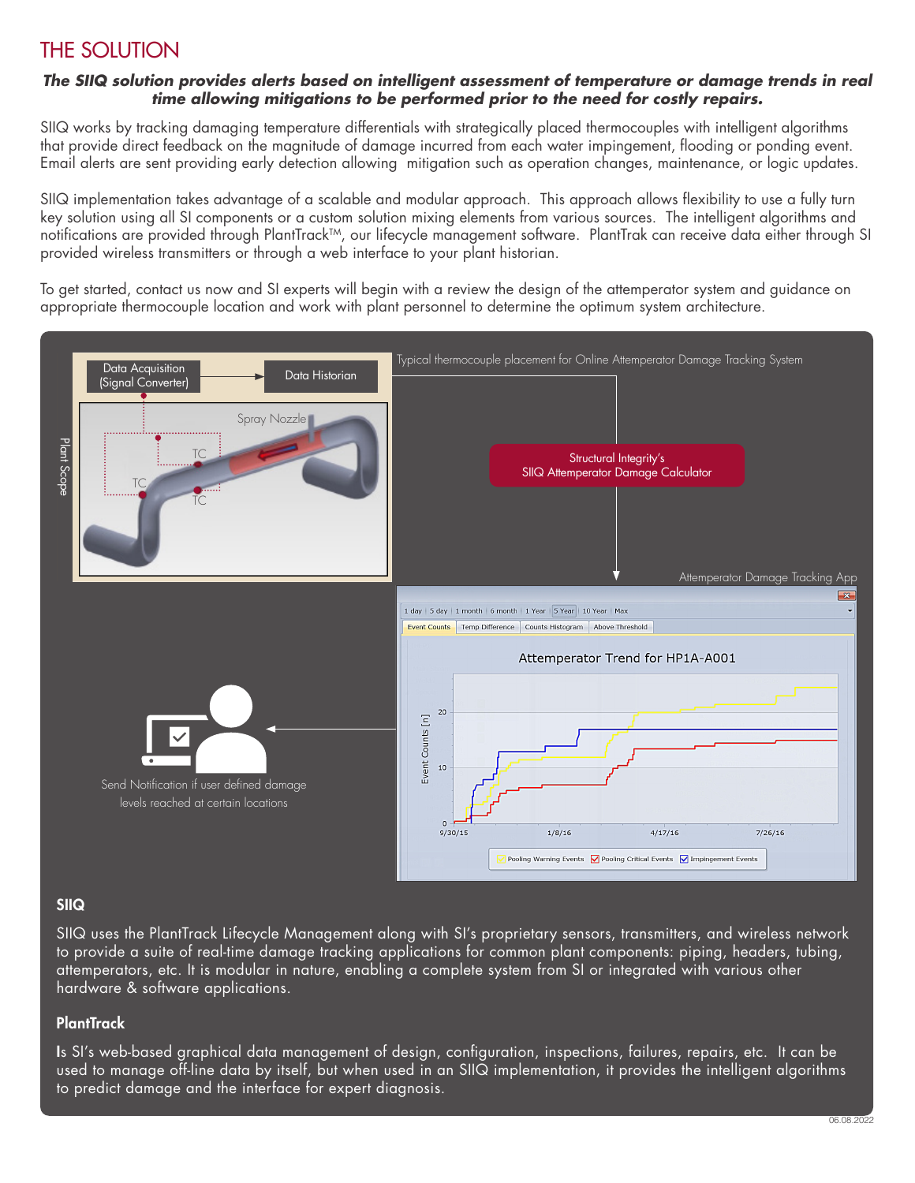# THE SOLUTION

***The SIIQ solution provides alerts based on intelligent assessment of temperature or damage trends in real time allowing mitigations to be performed prior to the need for costly repairs.***

SIIQ works by tracking damaging temperature differentials with strategically placed thermocouples with intelligent algorithms that provide direct feedback on the magnitude of damage incurred from each water impingement, flooding or ponding event. Email alerts are sent providing early detection allowing mitigation such as operation changes, maintenance, or logic updates.

SIIQ implementation takes advantage of a scalable and modular approach. This approach allows flexibility to use a fully turn key solution using all SI components or a custom solution mixing elements from various sources. The intelligent algorithms and notifications are provided through PlantTrack™, our lifecycle management software. PlantTrak can receive data either through SI provided wireless transmitters or through a web interface to your plant historian.

To get started, contact us now and SI experts will begin with a review the design of the attemperator system and guidance on appropriate thermocouple location and work with plant personnel to determine the optimum system architecture.

Plant Scope

Data Acquisition (Signal Converter)

Data Historian

Spray Nozzle

TC

TC

TC

Typical thermocouple placement for Online Attemperator Damage Tracking System

Structural Integrity's SIIQ Attemperator Damage Calculator

Attemperator Damage Tracking App

1 day | 5 day | 1 month | 6 month | 1 Year | 5 Year | 10 Year | Max

Event Counts | Temp Difference | Counts Histogram | Above Threshold

Attemperator Trend for HP1A-A001

Event Counts [n]

0

10

20

9/30/15

1/8/16

4/17/16

7/26/16

Pooling Warning Events

Pooling Critical Events

Impingement Events

Send Notification if user defined damage levels reached at certain locations

## SIIQ

SIIQ uses the PlantTrack Lifecycle Management along with SI's proprietary sensors, transmitters, and wireless network to provide a suite of real-time damage tracking applications for common plant components: piping, headers, tubing, attemperators, etc. It is modular in nature, enabling a complete system from SI or integrated with various other hardware & software applications.

## PlantTrack

Is SI's web-based graphical data management of design, configuration, inspections, failures, repairs, etc. It can be used to manage off-line data by itself, but when used in an SIIQ implementation, it provides the intelligent algorithms to predict damage and the interface for expert diagnosis.

06.08.2022